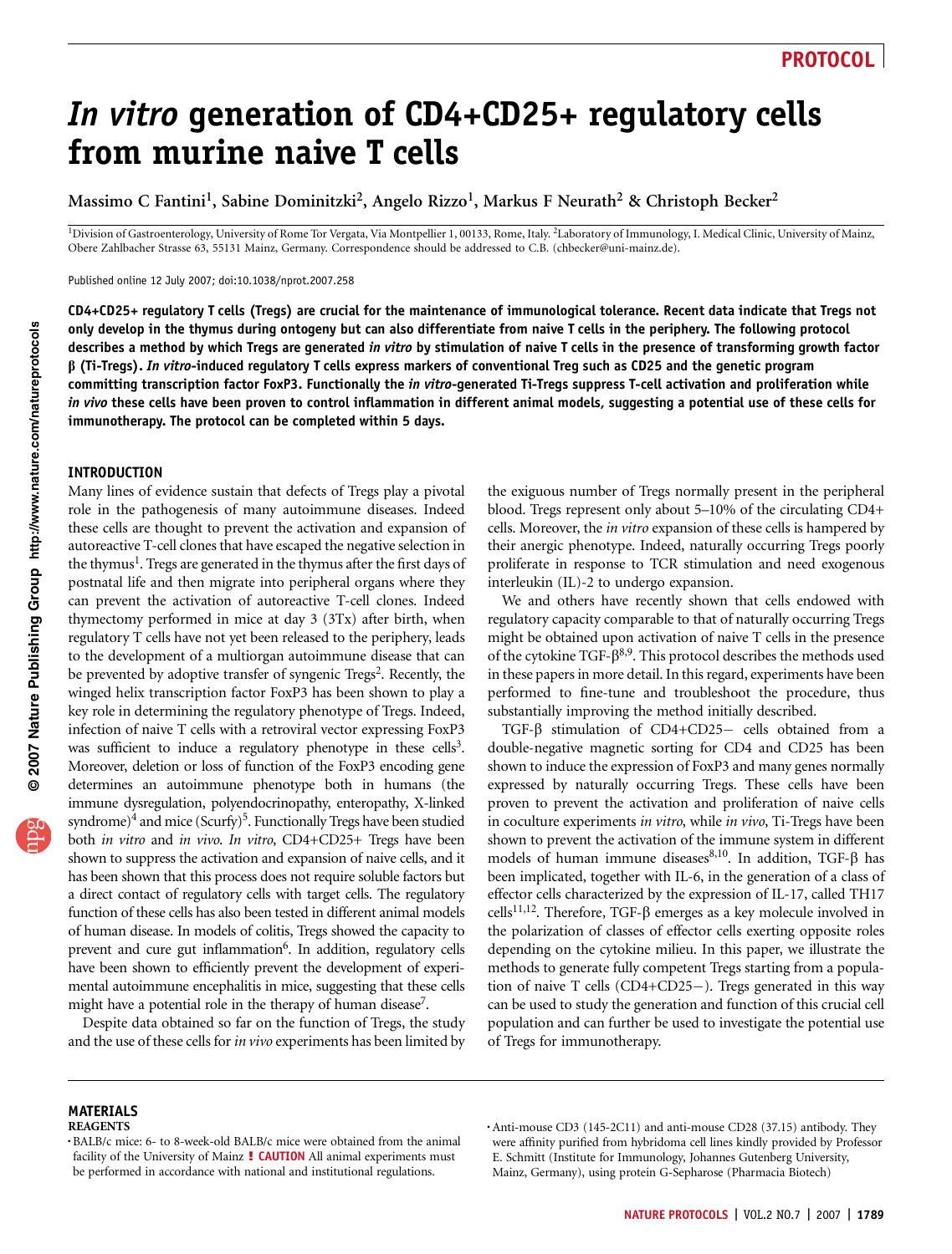# *In vitro* generation of CD4+CD25+ regulatory cells from murine naive T cells

**Massimo C Fantini[1], Sabine Dominitzki[2], Angelo Rizzo[1], Markus F Neurath[2] & Christoph Becker[2]**

[1]Division of Gastroenterology, University of Rome Tor Vergata, Via Montpellier 1, 00133, Rome, Italy. [2]Laboratory of Immunology, I. Medical Clinic, University of Mainz, Obere Zahlbacher Strasse 63, 55131 Mainz, Germany. Correspondence should be addressed to C.B. (chbecker@uni-mainz.de).

Published online 12 July 2007; doi:10.1038/nprot.2007.258

**CD4+CD25+ regulatory T cells (Tregs) are crucial for the maintenance of immunological tolerance. Recent data indicate that Tregs not only develop in the thymus during ontogeny but can also differentiate from naive T cells in the periphery. The following protocol describes a method by which Tregs are generated *in vitro* by stimulation of naive T cells in the presence of transforming growth factor β (Ti-Tregs). *In vitro*-induced regulatory T cells express markers of conventional Treg such as CD25 and the genetic program committing transcription factor FoxP3. Functionally the *in vitro*-generated Ti-Tregs suppress T-cell activation and proliferation while *in vivo* these cells have been proven to control inflammation in different animal models, suggesting a potential use of these cells for immunotherapy. The protocol can be completed within 5 days.**

## INTRODUCTION

Many lines of evidence sustain that defects of Tregs play a pivotal role in the pathogenesis of many autoimmune diseases. Indeed these cells are thought to prevent the activation and expansion of autoreactive T-cell clones that have escaped the negative selection in the thymus[1]. Tregs are generated in the thymus after the first days of postnatal life and then migrate into peripheral organs where they can prevent the activation of autoreactive T-cell clones. Indeed thymectomy performed in mice at day 3 (3Tx) after birth, when regulatory T cells have not yet been released to the periphery, leads to the development of a multiorgan autoimmune disease that can be prevented by adoptive transfer of syngenic Tregs[2]. Recently, the winged helix transcription factor FoxP3 has been shown to play a key role in determining the regulatory phenotype of Tregs. Indeed, infection of naive T cells with a retroviral vector expressing FoxP3 was sufficient to induce a regulatory phenotype in these cells[3]. Moreover, deletion or loss of function of the FoxP3 encoding gene determines an autoimmune phenotype both in humans (the immune dysregulation, polyendocrinopathy, enteropathy, X-linked syndrome)[4] and mice (Scurfy)[5]. Functionally Tregs have been studied both *in vitro* and *in vivo*. *In vitro*, CD4+CD25+ Tregs have been shown to suppress the activation and expansion of naive cells, and it has been shown that this process does not require soluble factors but a direct contact of regulatory cells with target cells. The regulatory function of these cells has also been tested in different animal models of human disease. In models of colitis, Tregs showed the capacity to prevent and cure gut inflammation[6]. In addition, regulatory cells have been shown to efficiently prevent the development of experimental autoimmune encephalitis in mice, suggesting that these cells might have a potential role in the therapy of human disease[7].

Despite data obtained so far on the function of Tregs, the study and the use of these cells for *in vivo* experiments has been limited by the exiguous number of Tregs normally present in the peripheral blood. Tregs represent only about 5–10% of the circulating CD4+ cells. Moreover, the *in vitro* expansion of these cells is hampered by their anergic phenotype. Indeed, naturally occurring Tregs poorly proliferate in response to TCR stimulation and need exogenous interleukin (IL)-2 to undergo expansion.

We and others have recently shown that cells endowed with regulatory capacity comparable to that of naturally occurring Tregs might be obtained upon activation of naive T cells in the presence of the cytokine TGF-β[8,9]. This protocol describes the methods used in these papers in more detail. In this regard, experiments have been performed to fine-tune and troubleshoot the procedure, thus substantially improving the method initially described.

TGF-β stimulation of CD4+CD25− cells obtained from a double-negative magnetic sorting for CD4 and CD25 has been shown to induce the expression of FoxP3 and many genes normally expressed by naturally occurring Tregs. These cells have been proven to prevent the activation and proliferation of naive cells in coculture experiments *in vitro*, while *in vivo*, Ti-Tregs have been shown to prevent the activation of the immune system in different models of human immune diseases[8,10]. In addition, TGF-β has been implicated, together with IL-6, in the generation of a class of effector cells characterized by the expression of IL-17, called TH17 cells[11,12]. Therefore, TGF-β emerges as a key molecule involved in the polarization of classes of effector cells exerting opposite roles depending on the cytokine milieu. In this paper, we illustrate the methods to generate fully competent Tregs starting from a population of naive T cells (CD4+CD25−). Tregs generated in this way can be used to study the generation and function of this crucial cell population and can further be used to investigate the potential use of Tregs for immunotherapy.

## MATERIALS

### REAGENTS

- BALB/c mice: 6- to 8-week-old BALB/c mice were obtained from the animal facility of the University of Mainz **! CAUTION** All animal experiments must be performed in accordance with national and institutional regulations.
- Anti-mouse CD3 (145-2C11) and anti-mouse CD28 (37.15) antibody. They were affinity purified from hybridoma cell lines kindly provided by Professor E. Schmitt (Institute for Immunology, Johannes Gutenberg University, Mainz, Germany), using protein G-Sepharose (Pharmacia Biotech)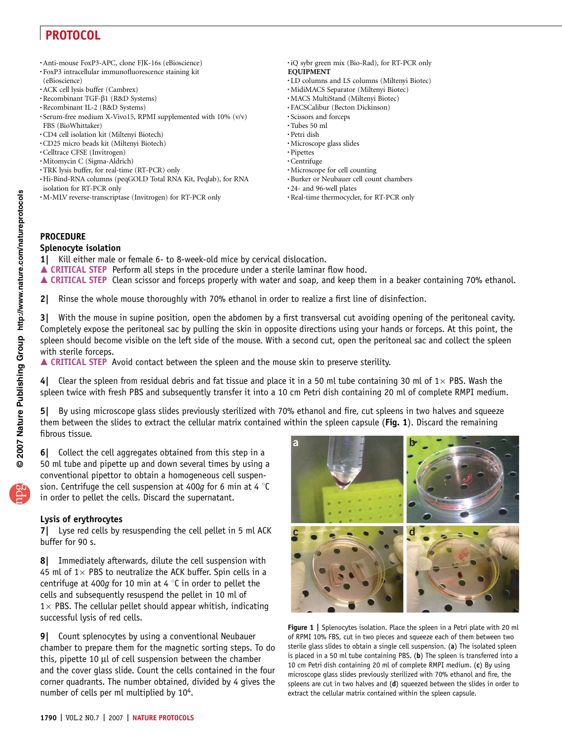- Anti-mouse FoxP3-APC, clone FJK-16s (eBioscience)
- FoxP3 intracellular immunofluorescence staining kit (eBioscience)
- ACK cell lysis buffer (Cambrex)
- Recombinant TGF-β1 (R&D Systems)
- Recombinant IL-2 (R&D Systems)
- Serum-free medium X-Vivo15, RPMI supplemented with 10% (v/v) FBS (BioWhittaker)
- CD4 cell isolation kit (Miltenyi Biotech)
- CD25 micro beads kit (Miltenyi Biotech)
- Celltrace CFSE (Invitrogen)
- Mitomycin C (Sigma-Aldrich)
- TRK lysis buffer, for real-time (RT-PCR) only
- Hi-Bind-RNA columns (peqGOLD Total RNA Kit, Peqlab), for RNA isolation for RT-PCR only
- M-MLV reverse-transcriptase (Invitrogen) for RT-PCR only
- iQ sybr green mix (Bio-Rad), for RT-PCR only

**EQUIPMENT**

- LD columns and LS columns (Miltenyi Biotec)
- MidiMACS Separator (Miltenyi Biotec)
- MACS MultiStand (Miltenyi Biotec)
- FACSCalibur (Becton Dickinson)
- Scissors and forceps
- Tubes 50 ml
- Petri dish
- Microscope glass slides
- Pipettes
- Centrifuge
- Microscope for cell counting
- Burker or Neubauer cell count chambers
- 24- and 96-well plates
- Real-time thermocycler, for RT-PCR only

## PROCEDURE

### Splenocyte isolation

**1|** Kill either male or female 6- to 8-week-old mice by cervical dislocation.

▲ **CRITICAL STEP** Perform all steps in the procedure under a sterile laminar flow hood.

▲ **CRITICAL STEP** Clean scissor and forceps properly with water and soap, and keep them in a beaker containing 70% ethanol.

**2|** Rinse the whole mouse thoroughly with 70% ethanol in order to realize a first line of disinfection.

**3|** With the mouse in supine position, open the abdomen by a first transversal cut avoiding opening of the peritoneal cavity. Completely expose the peritoneal sac by pulling the skin in opposite directions using your hands or forceps. At this point, the spleen should become visible on the left side of the mouse. With a second cut, open the peritoneal sac and collect the spleen with sterile forceps.

▲ **CRITICAL STEP** Avoid contact between the spleen and the mouse skin to preserve sterility.

**4|** Clear the spleen from residual debris and fat tissue and place it in a 50 ml tube containing 30 ml of 1× PBS. Wash the spleen twice with fresh PBS and subsequently transfer it into a 10 cm Petri dish containing 20 ml of complete RMPI medium.

**5|** By using microscope glass slides previously sterilized with 70% ethanol and fire, cut spleens in two halves and squeeze them between the slides to extract the cellular matrix contained within the spleen capsule (**Fig. 1**). Discard the remaining fibrous tissue.

**6|** Collect the cell aggregates obtained from this step in a 50 ml tube and pipette up and down several times by using a conventional pipettor to obtain a homogeneous cell suspension. Centrifuge the cell suspension at 400*g* for 6 min at 4 °C in order to pellet the cells. Discard the supernatant.

### Lysis of erythrocytes

**7|** Lyse red cells by resuspending the cell pellet in 5 ml ACK buffer for 90 s.

**8|** Immediately afterwards, dilute the cell suspension with 45 ml of 1× PBS to neutralize the ACK buffer. Spin cells in a centrifuge at 400*g* for 10 min at 4 °C in order to pellet the cells and subsequently resuspend the pellet in 10 ml of 1× PBS. The cellular pellet should appear whitish, indicating successful lysis of red cells.

**9|** Count splenocytes by using a conventional Neubauer chamber to prepare them for the magnetic sorting steps. To do this, pipette 10 μl of cell suspension between the chamber and the cover glass slide. Count the cells contained in the four corner quadrants. The number obtained, divided by 4 gives the number of cells per ml multiplied by $10^4$.

**Figure 1 |** Splenocytes isolation. Place the spleen in a Petri plate with 20 ml of RPMI 10% FBS, cut in two pieces and squeeze each of them between two sterile glass slides to obtain a single cell suspension. (**a**) The isolated spleen is placed in a 50 ml tube containing PBS. (**b**) The spleen is transferred into a 10 cm Petri dish containing 20 ml of complete RMPI medium. (**c**) By using microscope glass slides previously sterilized with 70% ethanol and fire, the spleens are cut in two halves and (**d**) squeezed between the slides in order to extract the cellular matrix contained within the spleen capsule.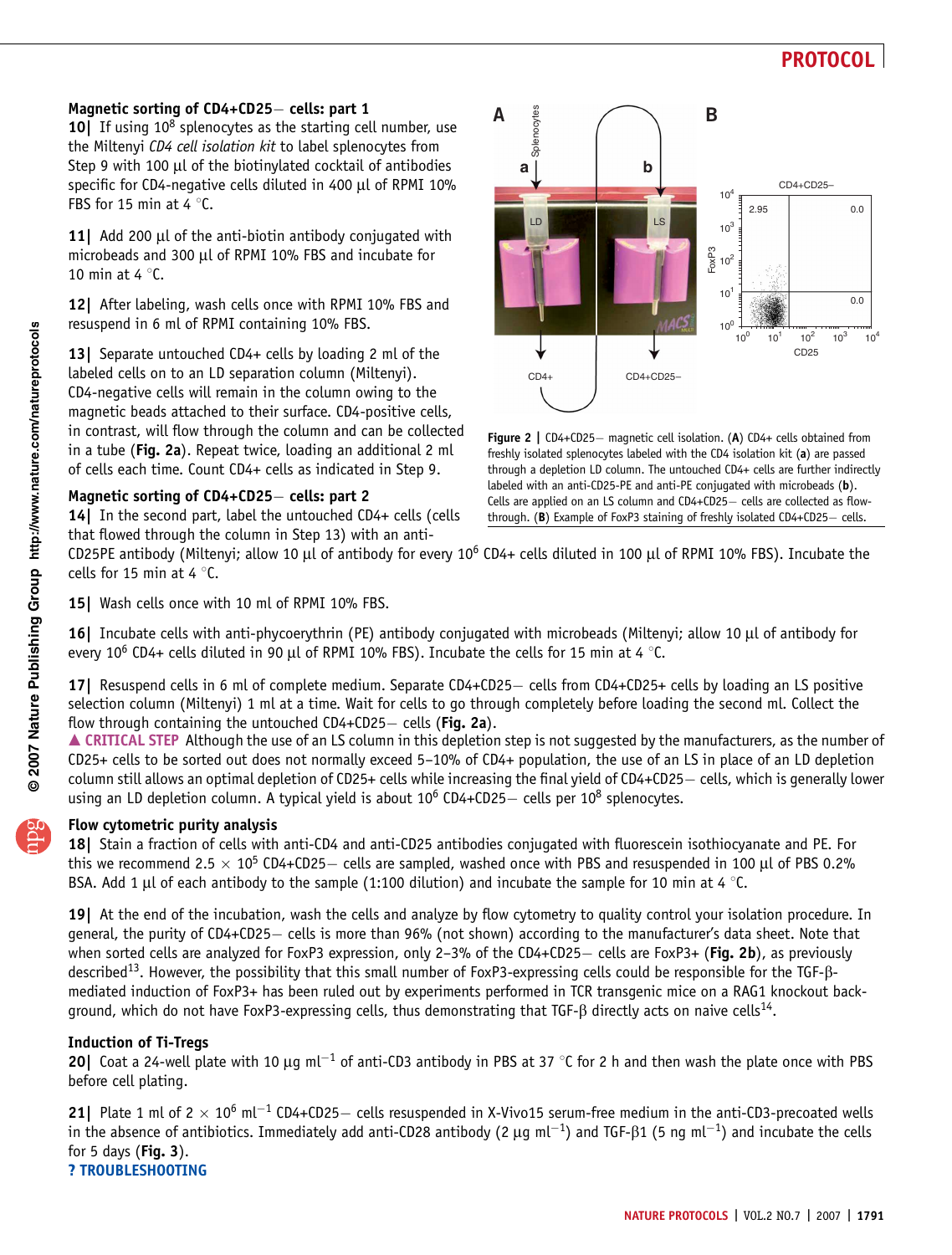### Magnetic sorting of CD4+CD25− cells: part 1

**10|** If using $10^8$ splenocytes as the starting cell number, use the Miltenyi *CD4 cell isolation kit* to label splenocytes from Step 9 with 100 µl of the biotinylated cocktail of antibodies specific for CD4-negative cells diluted in 400 µl of RPMI 10% FBS for 15 min at 4 °C.

**11|** Add 200 µl of the anti-biotin antibody conjugated with microbeads and 300 µl of RPMI 10% FBS and incubate for 10 min at 4 °C.

**12|** After labeling, wash cells once with RPMI 10% FBS and resuspend in 6 ml of RPMI containing 10% FBS.

**13|** Separate untouched CD4+ cells by loading 2 ml of the labeled cells on to an LD separation column (Miltenyi). CD4-negative cells will remain in the column owing to the magnetic beads attached to their surface. CD4-positive cells, in contrast, will flow through the column and can be collected in a tube (**Fig. 2a**). Repeat twice, loading an additional 2 ml of cells each time. Count CD4+ cells as indicated in Step 9.

A
Splenocytes
a
b
LD
LS
CD4+
CD4+CD25−

B
CD4+CD25−
$10^4$
$10^3$
$10^2$
$10^1$
$10^0$
FoxP3
2.95
0.0
0.0
$10^0$ $10^1$ $10^2$ $10^3$ $10^4$
CD25

**Figure 2 |** CD4+CD25− magnetic cell isolation. (**A**) CD4+ cells obtained from freshly isolated splenocytes labeled with the CD4 isolation kit (**a**) are passed through a depletion LD column. The untouched CD4+ cells are further indirectly labeled with an anti-CD25-PE and anti-PE conjugated with microbeads (**b**). Cells are applied on an LS column and CD4+CD25− cells are collected as flow-through. (**B**) Example of FoxP3 staining of freshly isolated CD4+CD25− cells.

### Magnetic sorting of CD4+CD25− cells: part 2

**14|** In the second part, label the untouched CD4+ cells (cells that flowed through the column in Step 13) with an anti-CD25PE antibody (Miltenyi; allow 10 µl of antibody for every $10^6$ CD4+ cells diluted in 100 µl of RPMI 10% FBS). Incubate the cells for 15 min at 4 °C.

**15|** Wash cells once with 10 ml of RPMI 10% FBS.

**16|** Incubate cells with anti-phycoerythrin (PE) antibody conjugated with microbeads (Miltenyi; allow 10 µl of antibody for every $10^6$ CD4+ cells diluted in 90 µl of RPMI 10% FBS). Incubate the cells for 15 min at 4 °C.

**17|** Resuspend cells in 6 ml of complete medium. Separate CD4+CD25− cells from CD4+CD25+ cells by loading an LS positive selection column (Miltenyi) 1 ml at a time. Wait for cells to go through completely before loading the second ml. Collect the flow through containing the untouched CD4+CD25− cells (**Fig. 2a**).

▲ **CRITICAL STEP** Although the use of an LS column in this depletion step is not suggested by the manufacturers, as the number of CD25+ cells to be sorted out does not normally exceed 5–10% of CD4+ population, the use of an LS in place of an LD depletion column still allows an optimal depletion of CD25+ cells while increasing the final yield of CD4+CD25− cells, which is generally lower using an LD depletion column. A typical yield is about $10^6$ CD4+CD25− cells per $10^8$ splenocytes.

### Flow cytometric purity analysis

**18|** Stain a fraction of cells with anti-CD4 and anti-CD25 antibodies conjugated with fluorescein isothiocyanate and PE. For this we recommend $2.5 \times 10^5$ CD4+CD25− cells are sampled, washed once with PBS and resuspended in 100 µl of PBS 0.2% BSA. Add 1 µl of each antibody to the sample (1:100 dilution) and incubate the sample for 10 min at 4 °C.

**19|** At the end of the incubation, wash the cells and analyze by flow cytometry to quality control your isolation procedure. In general, the purity of CD4+CD25− cells is more than 96% (not shown) according to the manufacturer's data sheet. Note that when sorted cells are analyzed for FoxP3 expression, only 2–3% of the CD4+CD25− cells are FoxP3+ (**Fig. 2b**), as previously described[13]. However, the possibility that this small number of FoxP3-expressing cells could be responsible for the TGF-β-mediated induction of FoxP3+ has been ruled out by experiments performed in TCR transgenic mice on a RAG1 knockout background, which do not have FoxP3-expressing cells, thus demonstrating that TGF-β directly acts on naive cells[14].

### Induction of Ti-Tregs

**20|** Coat a 24-well plate with 10 µg ml$^{-1}$ of anti-CD3 antibody in PBS at 37 °C for 2 h and then wash the plate once with PBS before cell plating.

**21|** Plate 1 ml of $2 \times 10^6$ ml$^{-1}$ CD4+CD25− cells resuspended in X-Vivo15 serum-free medium in the anti-CD3-precoated wells in the absence of antibiotics. Immediately add anti-CD28 antibody (2 µg ml$^{-1}$) and TGF-β1 (5 ng ml$^{-1}$) and incubate the cells for 5 days (**Fig. 3**).

**? TROUBLESHOOTING**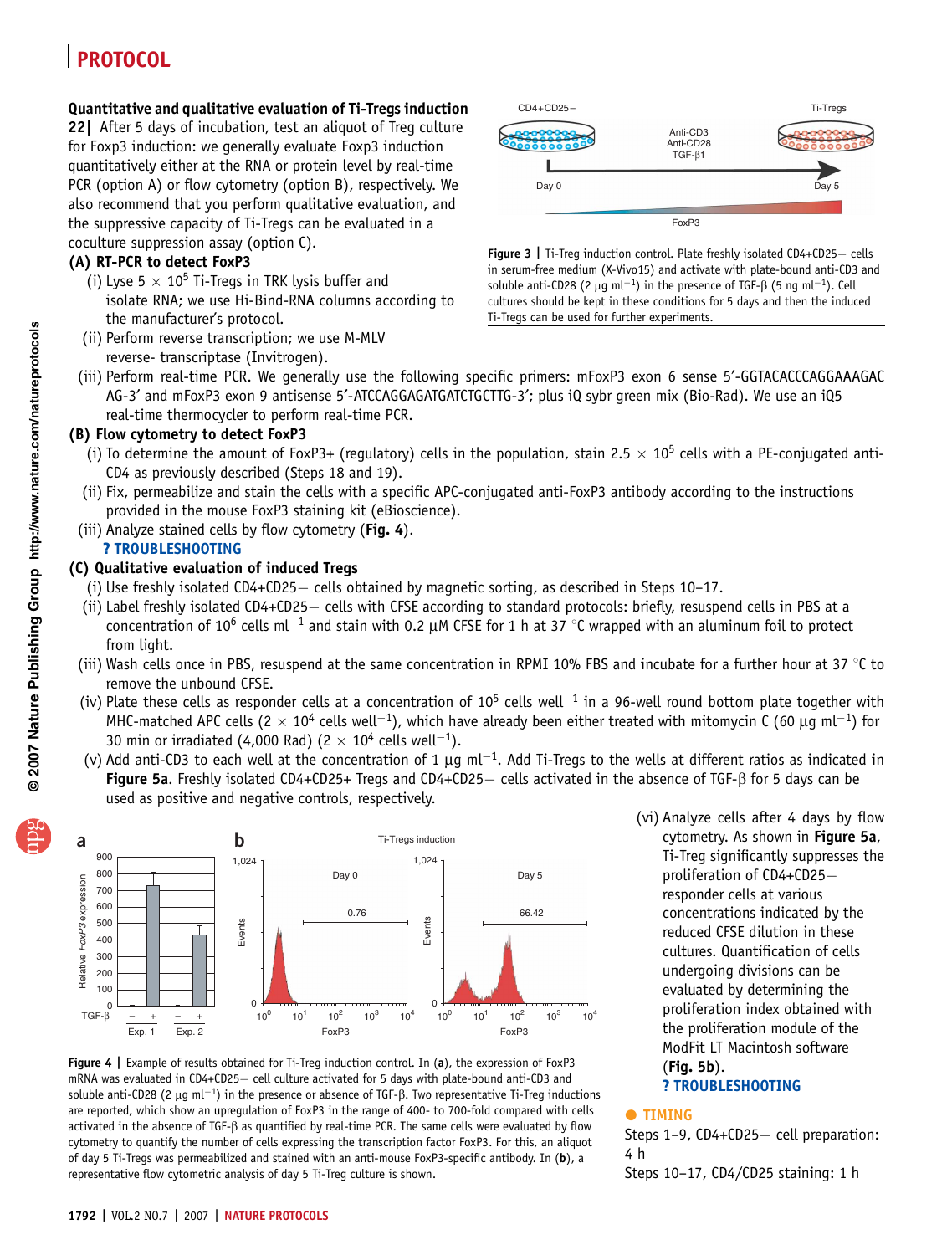## Quantitative and qualitative evaluation of Ti-Tregs induction

**22|** After 5 days of incubation, test an aliquot of Treg culture for Foxp3 induction: we generally evaluate Foxp3 induction quantitatively either at the RNA or protein level by real-time PCR (option A) or flow cytometry (option B), respectively. We also recommend that you perform qualitative evaluation, and the suppressive capacity of Ti-Tregs can be evaluated in a coculture suppression assay (option C).

**(A) RT-PCR to detect FoxP3**

(i) Lyse $5 \times 10^5$ Ti-Tregs in TRK lysis buffer and isolate RNA; we use Hi-Bind-RNA columns according to the manufacturer's protocol.

(ii) Perform reverse transcription; we use M-MLV reverse- transcriptase (Invitrogen).

(iii) Perform real-time PCR. We generally use the following specific primers: mFoxP3 exon 6 sense 5′-GGTACACCCAGGAAAGACAG-3′ and mFoxP3 exon 9 antisense 5′-ATCCAGGAGATGATCTGCTTG-3′; plus iQ sybr green mix (Bio-Rad). We use an iQ5 real-time thermocycler to perform real-time PCR.

**(B) Flow cytometry to detect FoxP3**

(i) To determine the amount of FoxP3+ (regulatory) cells in the population, stain $2.5 \times 10^5$ cells with a PE-conjugated anti-CD4 as previously described (Steps 18 and 19).

(ii) Fix, permeabilize and stain the cells with a specific APC-conjugated anti-FoxP3 antibody according to the instructions provided in the mouse FoxP3 staining kit (eBioscience).

(iii) Analyze stained cells by flow cytometry (**Fig. 4**).

**? TROUBLESHOOTING**

**(C) Qualitative evaluation of induced Tregs**

(i) Use freshly isolated CD4+CD25− cells obtained by magnetic sorting, as described in Steps 10–17.

(ii) Label freshly isolated CD4+CD25− cells with CFSE according to standard protocols: briefly, resuspend cells in PBS at a concentration of $10^6$ cells ml$^{-1}$ and stain with 0.2 μM CFSE for 1 h at 37 °C wrapped with an aluminum foil to protect from light.

(iii) Wash cells once in PBS, resuspend at the same concentration in RPMI 10% FBS and incubate for a further hour at 37 °C to remove the unbound CFSE.

(iv) Plate these cells as responder cells at a concentration of $10^5$ cells well$^{-1}$ in a 96-well round bottom plate together with MHC-matched APC cells ($2 \times 10^4$ cells well$^{-1}$), which have already been either treated with mitomycin C (60 μg ml$^{-1}$) for 30 min or irradiated (4,000 Rad) ($2 \times 10^4$ cells well$^{-1}$).

(v) Add anti-CD3 to each well at the concentration of 1 μg ml$^{-1}$. Add Ti-Tregs to the wells at different ratios as indicated in **Figure 5a**. Freshly isolated CD4+CD25+ Tregs and CD4+CD25− cells activated in the absence of TGF-β for 5 days can be used as positive and negative controls, respectively.

(vi) Analyze cells after 4 days by flow cytometry. As shown in **Figure 5a**, Ti-Treg significantly suppresses the proliferation of CD4+CD25− responder cells at various concentrations indicated by the reduced CFSE dilution in these cultures. Quantification of cells undergoing divisions can be evaluated by determining the proliferation index obtained with the proliferation module of the ModFit LT Macintosh software (**Fig. 5b**).

**? TROUBLESHOOTING**

CD4+CD25−
Ti-Tregs
Anti-CD3
Anti-CD28
TGF-β1
Day 0
Day 5
FoxP3

**Figure 3 |** Ti-Treg induction control. Plate freshly isolated CD4+CD25− cells in serum-free medium (X-Vivo15) and activate with plate-bound anti-CD3 and soluble anti-CD28 (2 μg ml$^{-1}$) in the presence of TGF-β (5 ng ml$^{-1}$). Cell cultures should be kept in these conditions for 5 days and then the induced Ti-Tregs can be used for further experiments.

a
Relative FoxP3 expression
900
800
700
600
500
400
300
200
100
0
TGF-β
− + − +
Exp. 1 Exp. 2

b
Ti-Tregs induction
Day 0
0.76
Day 5
66.42
Events
1,024
0
FoxP3
$10^0$ $10^1$ $10^2$ $10^3$ $10^4$

**Figure 4 |** Example of results obtained for Ti-Treg induction control. In (**a**), the expression of FoxP3 mRNA was evaluated in CD4+CD25− cell culture activated for 5 days with plate-bound anti-CD3 and soluble anti-CD28 (2 μg ml$^{-1}$) in the presence or absence of TGF-β. Two representative Ti-Treg inductions are reported, which show an upregulation of FoxP3 in the range of 400- to 700-fold compared with cells activated in the absence of TGF-β as quantified by real-time PCR. The same cells were evaluated by flow cytometry to quantify the number of cells expressing the transcription factor FoxP3. For this, an aliquot of day 5 Ti-Tregs was permeabilized and stained with an anti-mouse FoxP3-specific antibody. In (**b**), a representative flow cytometric analysis of day 5 Ti-Treg culture is shown.

## ● TIMING

Steps 1–9, CD4+CD25− cell preparation: 4 h

Steps 10–17, CD4/CD25 staining: 1 h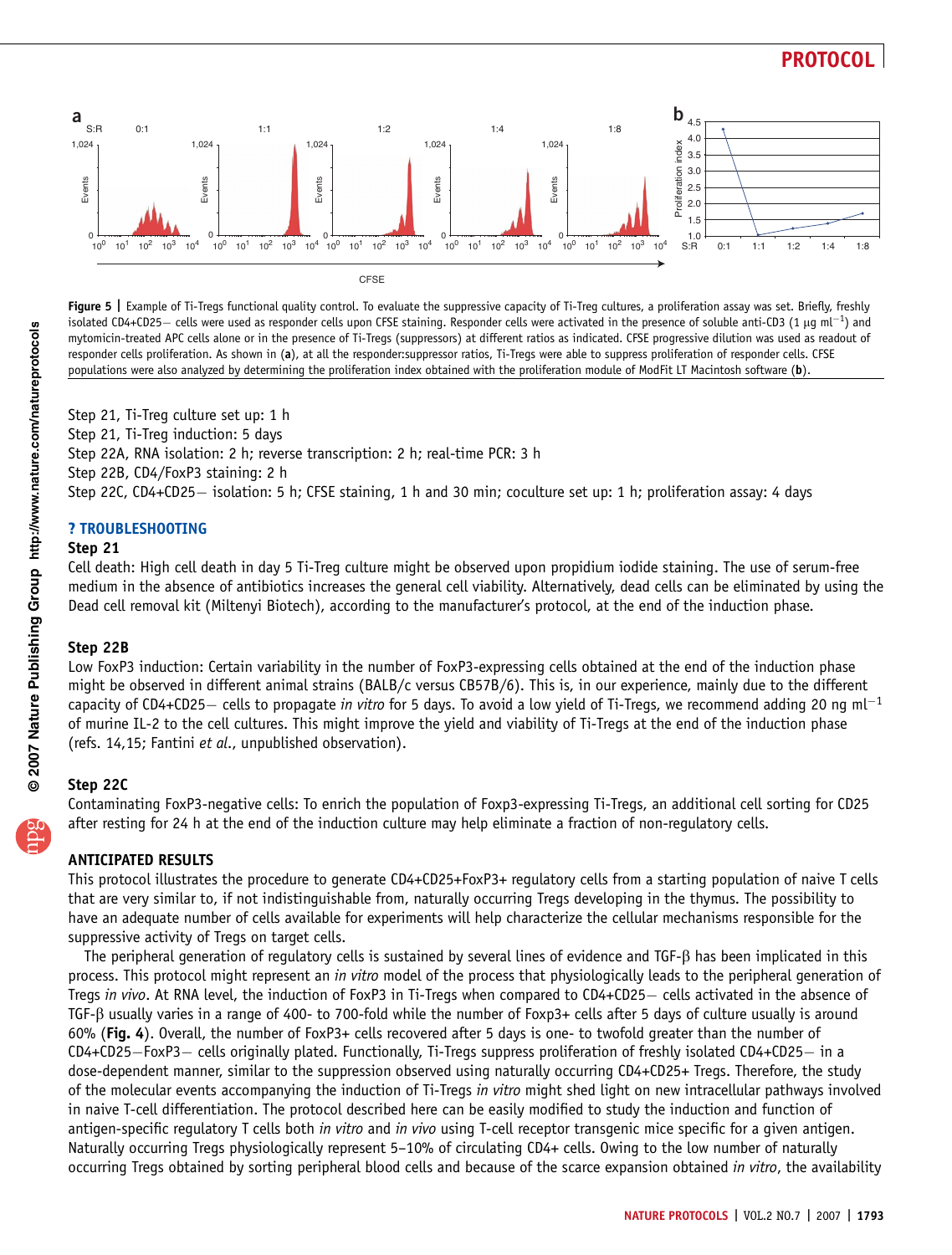a

S:R 0:1 1:1 1:2 1:4 1:8

1,024

Events

0

$10^0$ $10^1$ $10^2$ $10^3$ $10^4$

CFSE

b

Proliferation index

4.5
4.0
3.5
3.0
2.5
2.0
1.5
1.0

S:R 0:1 1:1 1:2 1:4 1:8

**Figure 5 |** Example of Ti-Tregs functional quality control. To evaluate the suppressive capacity of Ti-Treg cultures, a proliferation assay was set. Briefly, freshly isolated CD4+CD25− cells were used as responder cells upon CFSE staining. Responder cells were activated in the presence of soluble anti-CD3 (1 μg $ml^{-1}$) and mytomicin-treated APC cells alone or in the presence of Ti-Tregs (suppressors) at different ratios as indicated. CFSE progressive dilution was used as readout of responder cells proliferation. As shown in (**a**), at all the responder:suppressor ratios, Ti-Tregs were able to suppress proliferation of responder cells. CFSE populations were also analyzed by determining the proliferation index obtained with the proliferation module of ModFit LT Macintosh software (**b**).

Step 21, Ti-Treg culture set up: 1 h
Step 21, Ti-Treg induction: 5 days
Step 22A, RNA isolation: 2 h; reverse transcription: 2 h; real-time PCR: 3 h
Step 22B, CD4/FoxP3 staining: 2 h
Step 22C, CD4+CD25− isolation: 5 h; CFSE staining, 1 h and 30 min; coculture set up: 1 h; proliferation assay: 4 days

## ? TROUBLESHOOTING

### Step 21

Cell death: High cell death in day 5 Ti-Treg culture might be observed upon propidium iodide staining. The use of serum-free medium in the absence of antibiotics increases the general cell viability. Alternatively, dead cells can be eliminated by using the Dead cell removal kit (Miltenyi Biotech), according to the manufacturer's protocol, at the end of the induction phase.

### Step 22B

Low FoxP3 induction: Certain variability in the number of FoxP3-expressing cells obtained at the end of the induction phase might be observed in different animal strains (BALB/c versus CB57B/6). This is, in our experience, mainly due to the different capacity of CD4+CD25− cells to propagate *in vitro* for 5 days. To avoid a low yield of Ti-Tregs, we recommend adding 20 ng $ml^{-1}$ of murine IL-2 to the cell cultures. This might improve the yield and viability of Ti-Tregs at the end of the induction phase (refs. 14,15; Fantini *et al*., unpublished observation).

### Step 22C

Contaminating FoxP3-negative cells: To enrich the population of Foxp3-expressing Ti-Tregs, an additional cell sorting for CD25 after resting for 24 h at the end of the induction culture may help eliminate a fraction of non-regulatory cells.

## ANTICIPATED RESULTS

This protocol illustrates the procedure to generate CD4+CD25+FoxP3+ regulatory cells from a starting population of naive T cells that are very similar to, if not indistinguishable from, naturally occurring Tregs developing in the thymus. The possibility to have an adequate number of cells available for experiments will help characterize the cellular mechanisms responsible for the suppressive activity of Tregs on target cells.

The peripheral generation of regulatory cells is sustained by several lines of evidence and TGF-β has been implicated in this process. This protocol might represent an *in vitro* model of the process that physiologically leads to the peripheral generation of Tregs *in vivo*. At RNA level, the induction of FoxP3 in Ti-Tregs when compared to CD4+CD25− cells activated in the absence of TGF-β usually varies in a range of 400- to 700-fold while the number of Foxp3+ cells after 5 days of culture usually is around 60% (**Fig. 4**). Overall, the number of FoxP3+ cells recovered after 5 days is one- to twofold greater than the number of CD4+CD25−FoxP3− cells originally plated. Functionally, Ti-Tregs suppress proliferation of freshly isolated CD4+CD25− in a dose-dependent manner, similar to the suppression observed using naturally occurring CD4+CD25+ Tregs. Therefore, the study of the molecular events accompanying the induction of Ti-Tregs *in vitro* might shed light on new intracellular pathways involved in naive T-cell differentiation. The protocol described here can be easily modified to study the induction and function of antigen-specific regulatory T cells both *in vitro* and *in vivo* using T-cell receptor transgenic mice specific for a given antigen. Naturally occurring Tregs physiologically represent 5–10% of circulating CD4+ cells. Owing to the low number of naturally occurring Tregs obtained by sorting peripheral blood cells and because of the scarce expansion obtained *in vitro*, the availability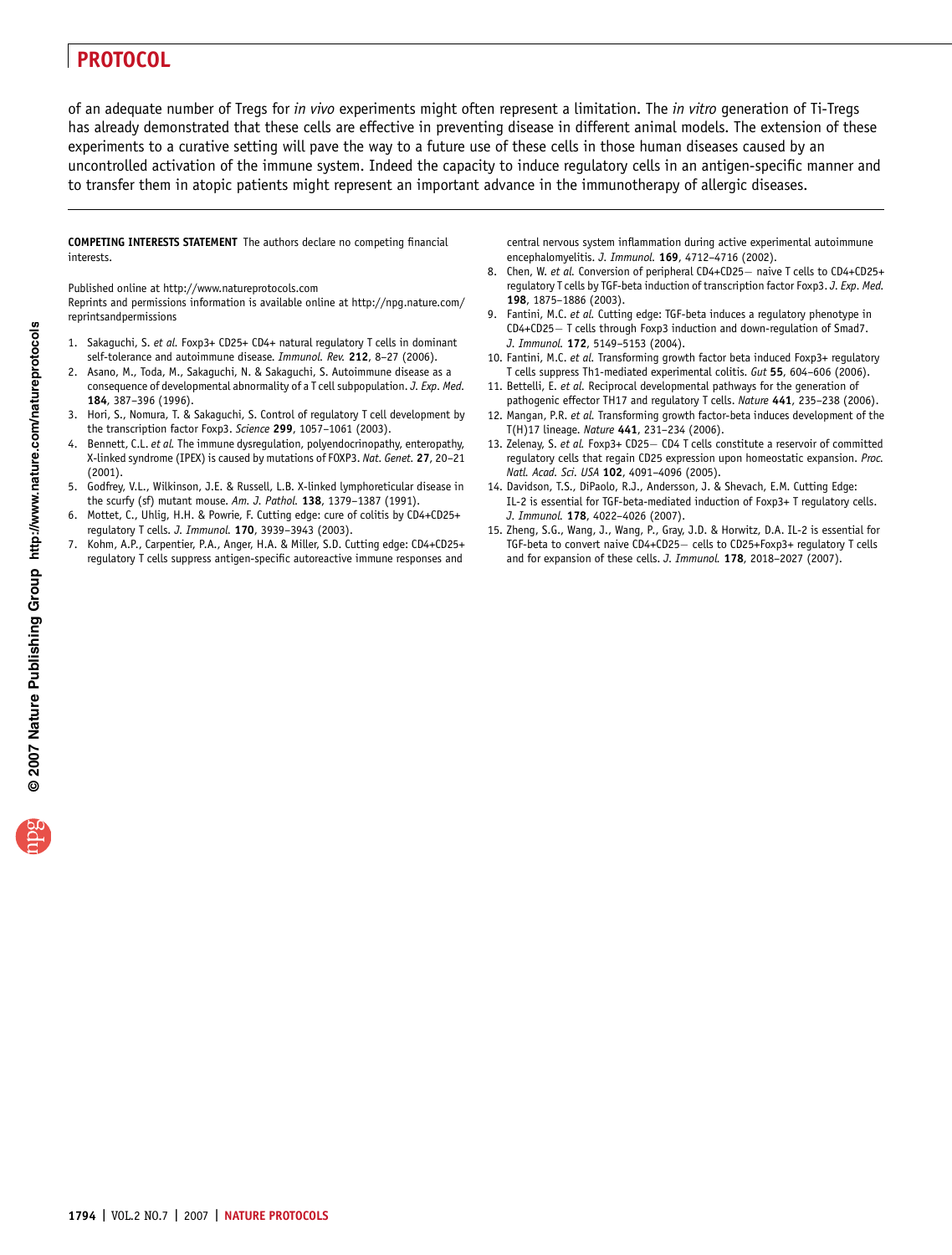of an adequate number of Tregs for *in vivo* experiments might often represent a limitation. The *in vitro* generation of Ti-Tregs has already demonstrated that these cells are effective in preventing disease in different animal models. The extension of these experiments to a curative setting will pave the way to a future use of these cells in those human diseases caused by an uncontrolled activation of the immune system. Indeed the capacity to induce regulatory cells in an antigen-specific manner and to transfer them in atopic patients might represent an important advance in the immunotherapy of allergic diseases.

**COMPETING INTERESTS STATEMENT** The authors declare no competing financial interests.

Published online at http://www.natureprotocols.com
Reprints and permissions information is available online at http://npg.nature.com/reprintsandpermissions

1. Sakaguchi, S. *et al.* Foxp3+ CD25+ CD4+ natural regulatory T cells in dominant self-tolerance and autoimmune disease. *Immunol. Rev.* **212**, 8–27 (2006).
2. Asano, M., Toda, M., Sakaguchi, N. & Sakaguchi, S. Autoimmune disease as a consequence of developmental abnormality of a T cell subpopulation. *J. Exp. Med.* **184**, 387–396 (1996).
3. Hori, S., Nomura, T. & Sakaguchi, S. Control of regulatory T cell development by the transcription factor Foxp3. *Science* **299**, 1057–1061 (2003).
4. Bennett, C.L. *et al.* The immune dysregulation, polyendocrinopathy, enteropathy, X-linked syndrome (IPEX) is caused by mutations of FOXP3. *Nat. Genet.* **27**, 20–21 (2001).
5. Godfrey, V.L., Wilkinson, J.E. & Russell, L.B. X-linked lymphoreticular disease in the scurfy (sf) mutant mouse. *Am. J. Pathol.* **138**, 1379–1387 (1991).
6. Mottet, C., Uhlig, H.H. & Powrie, F. Cutting edge: cure of colitis by CD4+CD25+ regulatory T cells. *J. Immunol.* **170**, 3939–3943 (2003).
7. Kohm, A.P., Carpentier, P.A., Anger, H.A. & Miller, S.D. Cutting edge: CD4+CD25+ regulatory T cells suppress antigen-specific autoreactive immune responses and central nervous system inflammation during active experimental autoimmune encephalomyelitis. *J. Immunol.* **169**, 4712–4716 (2002).
8. Chen, W. *et al.* Conversion of peripheral CD4+CD25− naive T cells to CD4+CD25+ regulatory T cells by TGF-beta induction of transcription factor Foxp3. *J. Exp. Med.* **198**, 1875–1886 (2003).
9. Fantini, M.C. *et al.* Cutting edge: TGF-beta induces a regulatory phenotype in CD4+CD25− T cells through Foxp3 induction and down-regulation of Smad7. *J. Immunol.* **172**, 5149–5153 (2004).
10. Fantini, M.C. *et al.* Transforming growth factor beta induced Foxp3+ regulatory T cells suppress Th1-mediated experimental colitis. *Gut* **55**, 604–606 (2006).
11. Bettelli, E. *et al.* Reciprocal developmental pathways for the generation of pathogenic effector TH17 and regulatory T cells. *Nature* **441**, 235–238 (2006).
12. Mangan, P.R. *et al.* Transforming growth factor-beta induces development of the T(H)17 lineage. *Nature* **441**, 231–234 (2006).
13. Zelenay, S. *et al.* Foxp3+ CD25− CD4 T cells constitute a reservoir of committed regulatory cells that regain CD25 expression upon homeostatic expansion. *Proc. Natl. Acad. Sci. USA* **102**, 4091–4096 (2005).
14. Davidson, T.S., DiPaolo, R.J., Andersson, J. & Shevach, E.M. Cutting Edge: IL-2 is essential for TGF-beta-mediated induction of Foxp3+ T regulatory cells. *J. Immunol.* **178**, 4022–4026 (2007).
15. Zheng, S.G., Wang, J., Wang, P., Gray, J.D. & Horwitz, D.A. IL-2 is essential for TGF-beta to convert naive CD4+CD25− cells to CD25+Foxp3+ regulatory T cells and for expansion of these cells. *J. Immunol.* **178**, 2018–2027 (2007).